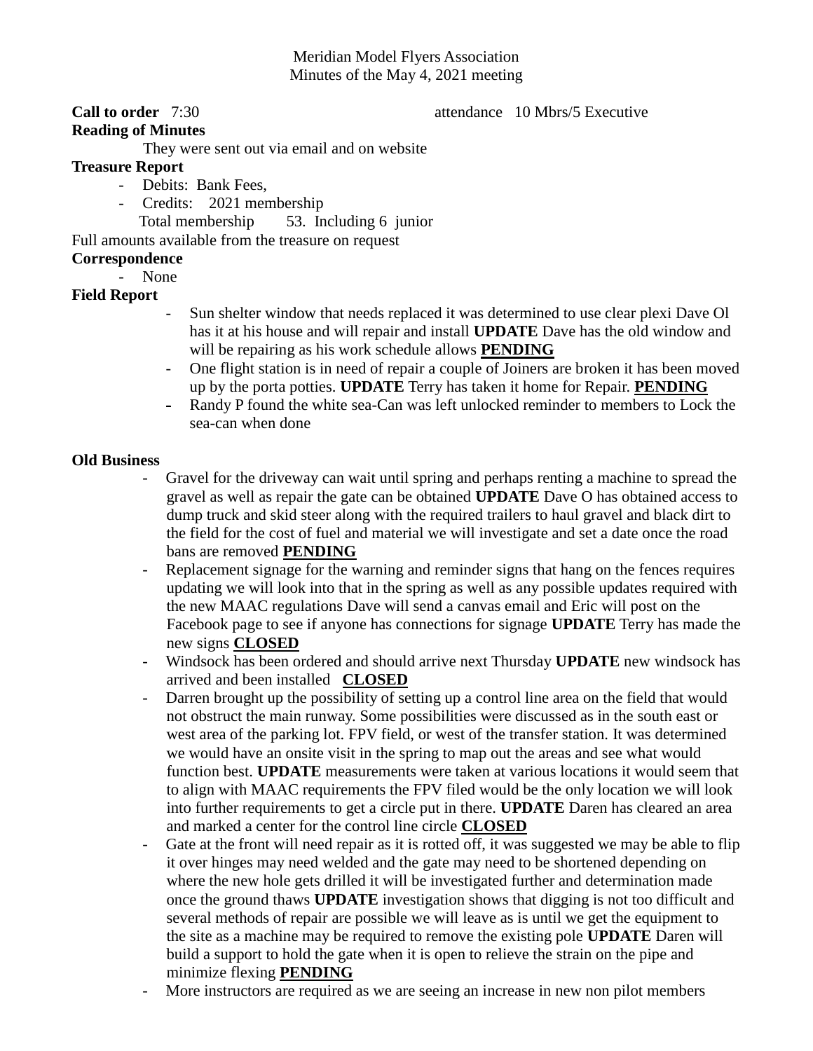Meridian Model Flyers Association
Minutes of the May 4, 2021 meeting

**Call to order** 7:30 attendance 10 Mbrs/5 Executive

**Reading of Minutes**

They were sent out via email and on website

**Treasure Report**

- Debits: Bank Fees,
- Credits: 2021 membership

  Total membership 53. Including 6 junior

Full amounts available from the treasure on request

**Correspondence**

- None

**Field Report**

- Sun shelter window that needs replaced it was determined to use clear plexi Dave Ol has it at his house and will repair and install **UPDATE** Dave has the old window and will be repairing as his work schedule allows **PENDING**
- One flight station is in need of repair a couple of Joiners are broken it has been moved up by the porta potties. **UPDATE** Terry has taken it home for Repair. **PENDING**
- Randy P found the white sea-Can was left unlocked reminder to members to Lock the sea-can when done

**Old Business**

- Gravel for the driveway can wait until spring and perhaps renting a machine to spread the gravel as well as repair the gate can be obtained **UPDATE** Dave O has obtained access to dump truck and skid steer along with the required trailers to haul gravel and black dirt to the field for the cost of fuel and material we will investigate and set a date once the road bans are removed **PENDING**
- Replacement signage for the warning and reminder signs that hang on the fences requires updating we will look into that in the spring as well as any possible updates required with the new MAAC regulations Dave will send a canvas email and Eric will post on the Facebook page to see if anyone has connections for signage **UPDATE** Terry has made the new signs **CLOSED**
- Windsock has been ordered and should arrive next Thursday **UPDATE** new windsock has arrived and been installed **CLOSED**
- Darren brought up the possibility of setting up a control line area on the field that would not obstruct the main runway. Some possibilities were discussed as in the south east or west area of the parking lot. FPV field, or west of the transfer station. It was determined we would have an onsite visit in the spring to map out the areas and see what would function best. **UPDATE** measurements were taken at various locations it would seem that to align with MAAC requirements the FPV filed would be the only location we will look into further requirements to get a circle put in there. **UPDATE** Daren has cleared an area and marked a center for the control line circle **CLOSED**
- Gate at the front will need repair as it is rotted off, it was suggested we may be able to flip it over hinges may need welded and the gate may need to be shortened depending on where the new hole gets drilled it will be investigated further and determination made once the ground thaws **UPDATE** investigation shows that digging is not too difficult and several methods of repair are possible we will leave as is until we get the equipment to the site as a machine may be required to remove the existing pole **UPDATE** Daren will build a support to hold the gate when it is open to relieve the strain on the pipe and minimize flexing **PENDING**
- More instructors are required as we are seeing an increase in new non pilot members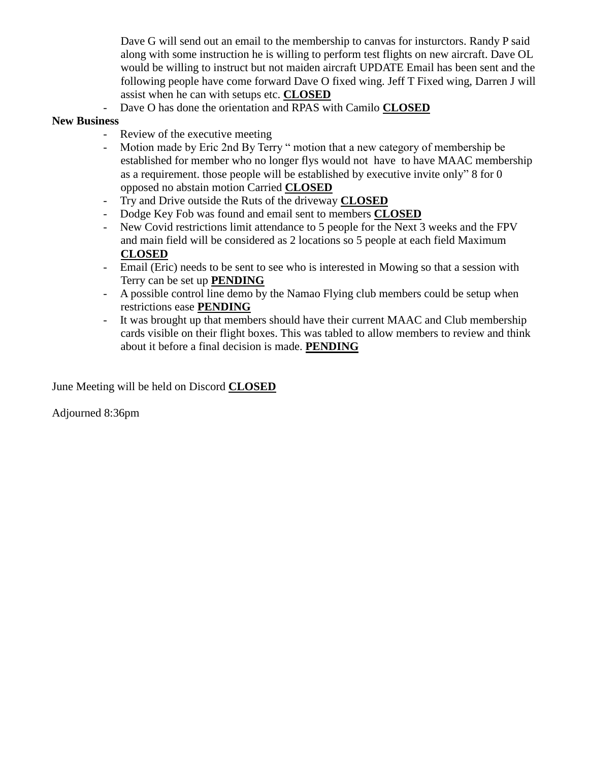Dave G will send out an email to the membership to canvas for insturctors. Randy P said along with some instruction he is willing to perform test flights on new aircraft. Dave OL would be willing to instruct but not maiden aircraft UPDATE Email has been sent and the following people have come forward Dave O fixed wing. Jeff T Fixed wing, Darren J will assist when he can with setups etc. **CLOSED**

- Dave O has done the orientation and RPAS with Camilo **CLOSED**

**New Business**

- Review of the executive meeting
- Motion made by Eric 2nd By Terry " motion that a new category of membership be established for member who no longer flys would not  have  to have MAAC membership as a requirement. those people will be established by executive invite only" 8 for 0 opposed no abstain motion Carried **CLOSED**
- Try and Drive outside the Ruts of the driveway **CLOSED**
- Dodge Key Fob was found and email sent to members **CLOSED**
- New Covid restrictions limit attendance to 5 people for the Next 3 weeks and the FPV and main field will be considered as 2 locations so 5 people at each field Maximum **CLOSED**
- Email (Eric) needs to be sent to see who is interested in Mowing so that a session with Terry can be set up **PENDING**
- A possible control line demo by the Namao Flying club members could be setup when restrictions ease **PENDING**
- It was brought up that members should have their current MAAC and Club membership cards visible on their flight boxes. This was tabled to allow members to review and think about it before a final decision is made. **PENDING**

June Meeting will be held on Discord **CLOSED**

Adjourned 8:36pm